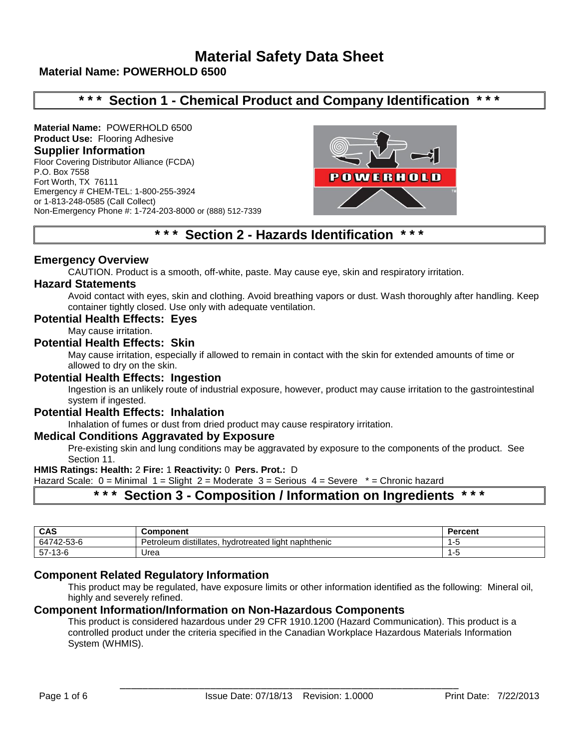# Material Safety Data Sheet

**Material Name: POWERHOLD 6500**

## \* \* \* Section 1 - Chemical Product and Company Identification \* \* \*

**Material Name:** POWERHOLD 6500
**Product Use:** Flooring Adhesive

### Supplier Information

Floor Covering Distributor Alliance (FCDA)
P.O. Box 7558
Fort Worth, TX 76111
Emergency # CHEM-TEL: 1-800-255-3924
or 1-813-248-0585 (Call Collect)
Non-Emergency Phone #: 1-724-203-8000 or (888) 512-7339

## \* \* \* Section 2 - Hazards Identification \* \* \*

### Emergency Overview

CAUTION. Product is a smooth, off-white, paste. May cause eye, skin and respiratory irritation.

### Hazard Statements

Avoid contact with eyes, skin and clothing. Avoid breathing vapors or dust. Wash thoroughly after handling. Keep container tightly closed. Use only with adequate ventilation.

### Potential Health Effects: Eyes

May cause irritation.

### Potential Health Effects: Skin

May cause irritation, especially if allowed to remain in contact with the skin for extended amounts of time or allowed to dry on the skin.

### Potential Health Effects: Ingestion

Ingestion is an unlikely route of industrial exposure, however, product may cause irritation to the gastrointestinal system if ingested.

### Potential Health Effects: Inhalation

Inhalation of fumes or dust from dried product may cause respiratory irritation.

### Medical Conditions Aggravated by Exposure

Pre-existing skin and lung conditions may be aggravated by exposure to the components of the product. See Section 11.

**HMIS Ratings: Health:** 2 **Fire:** 1 **Reactivity:** 0 **Pers. Prot.:** D
Hazard Scale: 0 = Minimal 1 = Slight 2 = Moderate 3 = Serious 4 = Severe * = Chronic hazard

## \* \* \* Section 3 - Composition / Information on Ingredients \* \* \*

| CAS | Component | Percent |
|---|---|---|
| 64742-53-6 | Petroleum distillates, hydrotreated light naphthenic | 1-5 |
| 57-13-6 | Urea | 1-5 |

### Component Related Regulatory Information

This product may be regulated, have exposure limits or other information identified as the following: Mineral oil, highly and severely refined.

### Component Information/Information on Non-Hazardous Components

This product is considered hazardous under 29 CFR 1910.1200 (Hazard Communication). This product is a controlled product under the criteria specified in the Canadian Workplace Hazardous Materials Information System (WHMIS).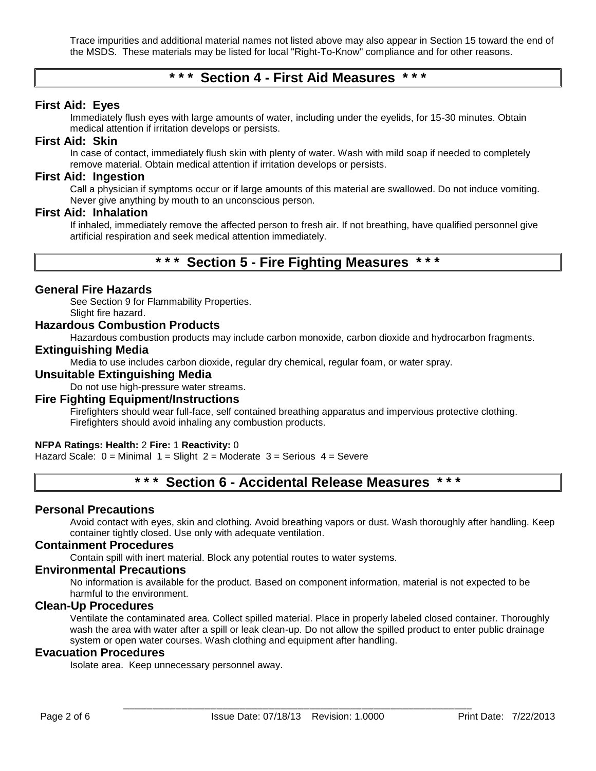Trace impurities and additional material names not listed above may also appear in Section 15 toward the end of the MSDS. These materials may be listed for local "Right-To-Know" compliance and for other reasons.

## * * * Section 4 - First Aid Measures * * *

### First Aid: Eyes

Immediately flush eyes with large amounts of water, including under the eyelids, for 15-30 minutes. Obtain medical attention if irritation develops or persists.

### First Aid: Skin

In case of contact, immediately flush skin with plenty of water. Wash with mild soap if needed to completely remove material. Obtain medical attention if irritation develops or persists.

### First Aid: Ingestion

Call a physician if symptoms occur or if large amounts of this material are swallowed. Do not induce vomiting. Never give anything by mouth to an unconscious person.

### First Aid: Inhalation

If inhaled, immediately remove the affected person to fresh air. If not breathing, have qualified personnel give artificial respiration and seek medical attention immediately.

## * * * Section 5 - Fire Fighting Measures * * *

### General Fire Hazards

See Section 9 for Flammability Properties.
Slight fire hazard.

### Hazardous Combustion Products

Hazardous combustion products may include carbon monoxide, carbon dioxide and hydrocarbon fragments.

### Extinguishing Media

Media to use includes carbon dioxide, regular dry chemical, regular foam, or water spray.

### Unsuitable Extinguishing Media

Do not use high-pressure water streams.

### Fire Fighting Equipment/Instructions

Firefighters should wear full-face, self contained breathing apparatus and impervious protective clothing. Firefighters should avoid inhaling any combustion products.

**NFPA Ratings: Health:** 2 **Fire:** 1 **Reactivity:** 0
Hazard Scale: 0 = Minimal 1 = Slight 2 = Moderate 3 = Serious 4 = Severe

## * * * Section 6 - Accidental Release Measures * * *

### Personal Precautions

Avoid contact with eyes, skin and clothing. Avoid breathing vapors or dust. Wash thoroughly after handling. Keep container tightly closed. Use only with adequate ventilation.

### Containment Procedures

Contain spill with inert material. Block any potential routes to water systems.

### Environmental Precautions

No information is available for the product. Based on component information, material is not expected to be harmful to the environment.

### Clean-Up Procedures

Ventilate the contaminated area. Collect spilled material. Place in properly labeled closed container. Thoroughly wash the area with water after a spill or leak clean-up. Do not allow the spilled product to enter public drainage system or open water courses. Wash clothing and equipment after handling.

### Evacuation Procedures

Isolate area. Keep unnecessary personnel away.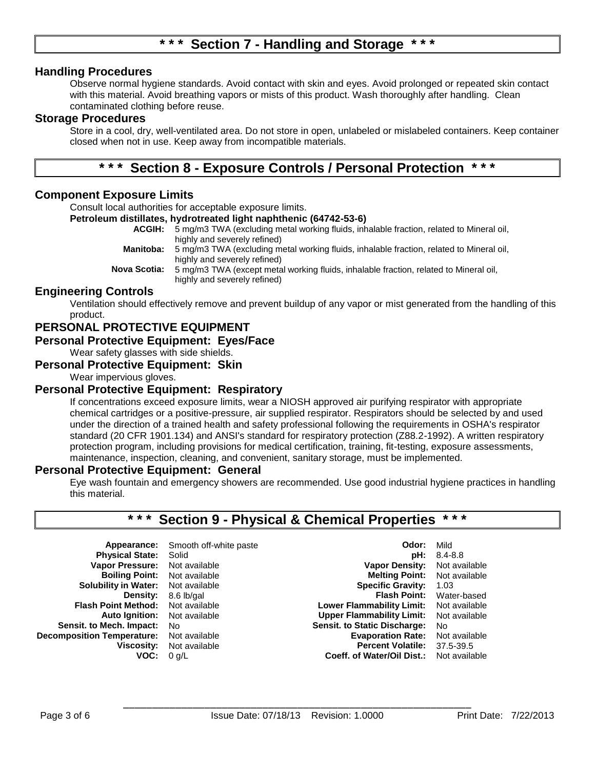## \* \* \* Section 7 - Handling and Storage \* \* \*

### Handling Procedures

Observe normal hygiene standards. Avoid contact with skin and eyes. Avoid prolonged or repeated skin contact with this material. Avoid breathing vapors or mists of this product. Wash thoroughly after handling. Clean contaminated clothing before reuse.

### Storage Procedures

Store in a cool, dry, well-ventilated area. Do not store in open, unlabeled or mislabeled containers. Keep container closed when not in use. Keep away from incompatible materials.

## \* \* \* Section 8 - Exposure Controls / Personal Protection \* \* \*

### Component Exposure Limits

Consult local authorities for acceptable exposure limits.

**Petroleum distillates, hydrotreated light naphthenic (64742-53-6)**

**ACGIH:** 5 mg/m3 TWA (excluding metal working fluids, inhalable fraction, related to Mineral oil, highly and severely refined)

**Manitoba:** 5 mg/m3 TWA (excluding metal working fluids, inhalable fraction, related to Mineral oil, highly and severely refined)

**Nova Scotia:** 5 mg/m3 TWA (except metal working fluids, inhalable fraction, related to Mineral oil, highly and severely refined)

### Engineering Controls

Ventilation should effectively remove and prevent buildup of any vapor or mist generated from the handling of this product.

### PERSONAL PROTECTIVE EQUIPMENT

### Personal Protective Equipment: Eyes/Face

Wear safety glasses with side shields.

### Personal Protective Equipment: Skin

Wear impervious gloves.

### Personal Protective Equipment: Respiratory

If concentrations exceed exposure limits, wear a NIOSH approved air purifying respirator with appropriate chemical cartridges or a positive-pressure, air supplied respirator. Respirators should be selected by and used under the direction of a trained health and safety professional following the requirements in OSHA's respirator standard (20 CFR 1901.134) and ANSI's standard for respiratory protection (Z88.2-1992). A written respiratory protection program, including provisions for medical certification, training, fit-testing, exposure assessments, maintenance, inspection, cleaning, and convenient, sanitary storage, must be implemented.

### Personal Protective Equipment: General

Eye wash fountain and emergency showers are recommended. Use good industrial hygiene practices in handling this material.

## \* \* \* Section 9 - Physical & Chemical Properties \* \* \*

| Property | Value | Property | Value |
|---|---|---|---|
| **Appearance:** | Smooth off-white paste | **Odor:** | Mild |
| **Physical State:** | Solid | **pH:** | 8.4-8.8 |
| **Vapor Pressure:** | Not available | **Vapor Density:** | Not available |
| **Boiling Point:** | Not available | **Melting Point:** | Not available |
| **Solubility in Water:** | Not available | **Specific Gravity:** | 1.03 |
| **Density:** | 8.6 lb/gal | **Flash Point:** | Water-based |
| **Flash Point Method:** | Not available | **Lower Flammability Limit:** | Not available |
| **Auto Ignition:** | Not available | **Upper Flammability Limit:** | Not available |
| **Sensit. to Mech. Impact:** | No | **Sensit. to Static Discharge:** | No |
| **Decomposition Temperature:** | Not available | **Evaporation Rate:** | Not available |
| **Viscosity:** | Not available | **Percent Volatile:** | 37.5-39.5 |
| **VOC:** | 0 g/L | **Coeff. of Water/Oil Dist.:** | Not available |

Issue Date: 07/18/13 Revision: 1.0000 Print Date: 7/22/2013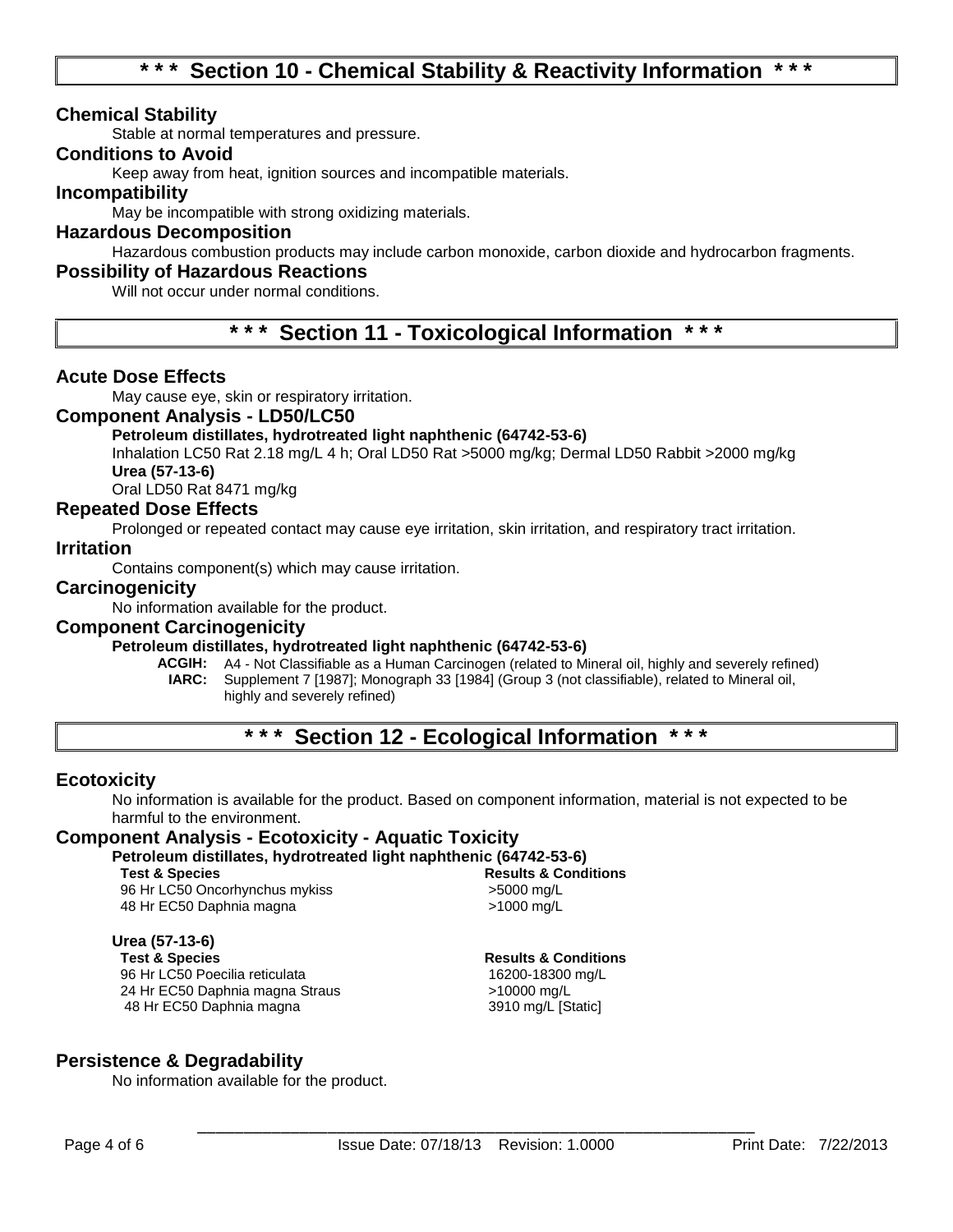## * * * Section 10 - Chemical Stability & Reactivity Information * * *

### Chemical Stability

Stable at normal temperatures and pressure.

### Conditions to Avoid

Keep away from heat, ignition sources and incompatible materials.

### Incompatibility

May be incompatible with strong oxidizing materials.

### Hazardous Decomposition

Hazardous combustion products may include carbon monoxide, carbon dioxide and hydrocarbon fragments.

### Possibility of Hazardous Reactions

Will not occur under normal conditions.

## * * * Section 11 - Toxicological Information * * *

### Acute Dose Effects

May cause eye, skin or respiratory irritation.

### Component Analysis - LD50/LC50

**Petroleum distillates, hydrotreated light naphthenic (64742-53-6)**

Inhalation LC50 Rat 2.18 mg/L 4 h; Oral LD50 Rat >5000 mg/kg; Dermal LD50 Rabbit >2000 mg/kg

**Urea (57-13-6)**

Oral LD50 Rat 8471 mg/kg

### Repeated Dose Effects

Prolonged or repeated contact may cause eye irritation, skin irritation, and respiratory tract irritation.

### Irritation

Contains component(s) which may cause irritation.

### Carcinogenicity

No information available for the product.

### Component Carcinogenicity

**Petroleum distillates, hydrotreated light naphthenic (64742-53-6)**

**ACGIH:** A4 - Not Classifiable as a Human Carcinogen (related to Mineral oil, highly and severely refined)

**IARC:** Supplement 7 [1987]; Monograph 33 [1984] (Group 3 (not classifiable), related to Mineral oil, highly and severely refined)

## * * * Section 12 - Ecological Information * * *

### Ecotoxicity

No information is available for the product. Based on component information, material is not expected to be harmful to the environment.

### Component Analysis - Ecotoxicity - Aquatic Toxicity

**Petroleum distillates, hydrotreated light naphthenic (64742-53-6)**

| Test & Species | Results & Conditions |
|---|---|
| 96 Hr LC50 Oncorhynchus mykiss | >5000 mg/L |
| 48 Hr EC50 Daphnia magna | >1000 mg/L |

**Urea (57-13-6)**

| Test & Species | Results & Conditions |
|---|---|
| 96 Hr LC50 Poecilia reticulata | 16200-18300 mg/L |
| 24 Hr EC50 Daphnia magna Straus | >10000 mg/L |
| 48 Hr EC50 Daphnia magna | 3910 mg/L [Static] |

### Persistence & Degradability

No information available for the product.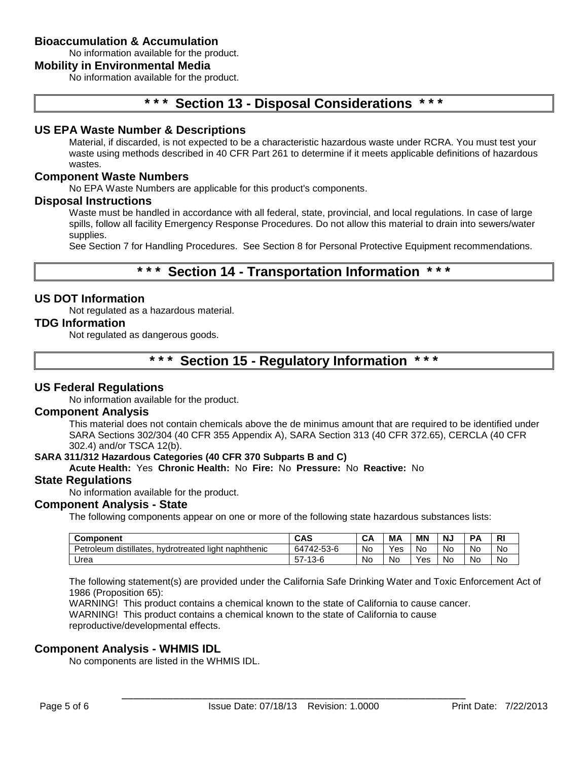### Bioaccumulation & Accumulation

No information available for the product.

### Mobility in Environmental Media

No information available for the product.

## * * * Section 13 - Disposal Considerations * * *

### US EPA Waste Number & Descriptions

Material, if discarded, is not expected to be a characteristic hazardous waste under RCRA. You must test your waste using methods described in 40 CFR Part 261 to determine if it meets applicable definitions of hazardous wastes.

### Component Waste Numbers

No EPA Waste Numbers are applicable for this product's components.

### Disposal Instructions

Waste must be handled in accordance with all federal, state, provincial, and local regulations. In case of large spills, follow all facility Emergency Response Procedures. Do not allow this material to drain into sewers/water supplies.

See Section 7 for Handling Procedures. See Section 8 for Personal Protective Equipment recommendations.

## * * * Section 14 - Transportation Information * * *

### US DOT Information

Not regulated as a hazardous material.

### TDG Information

Not regulated as dangerous goods.

## * * * Section 15 - Regulatory Information * * *

### US Federal Regulations

No information available for the product.

### Component Analysis

This material does not contain chemicals above the de minimus amount that are required to be identified under SARA Sections 302/304 (40 CFR 355 Appendix A), SARA Section 313 (40 CFR 372.65), CERCLA (40 CFR 302.4) and/or TSCA 12(b).

**SARA 311/312 Hazardous Categories (40 CFR 370 Subparts B and C)**

**Acute Health:** Yes **Chronic Health:** No **Fire:** No **Pressure:** No **Reactive:** No

### State Regulations

No information available for the product.

### Component Analysis - State

The following components appear on one or more of the following state hazardous substances lists:

| Component | CAS | CA | MA | MN | NJ | PA | RI |
|---|---|---|---|---|---|---|---|
| Petroleum distillates, hydrotreated light naphthenic | 64742-53-6 | No | Yes | No | No | No | No |
| Urea | 57-13-6 | No | No | Yes | No | No | No |

The following statement(s) are provided under the California Safe Drinking Water and Toxic Enforcement Act of 1986 (Proposition 65):

WARNING! This product contains a chemical known to the state of California to cause cancer.
WARNING! This product contains a chemical known to the state of California to cause reproductive/developmental effects.

### Component Analysis - WHMIS IDL

No components are listed in the WHMIS IDL.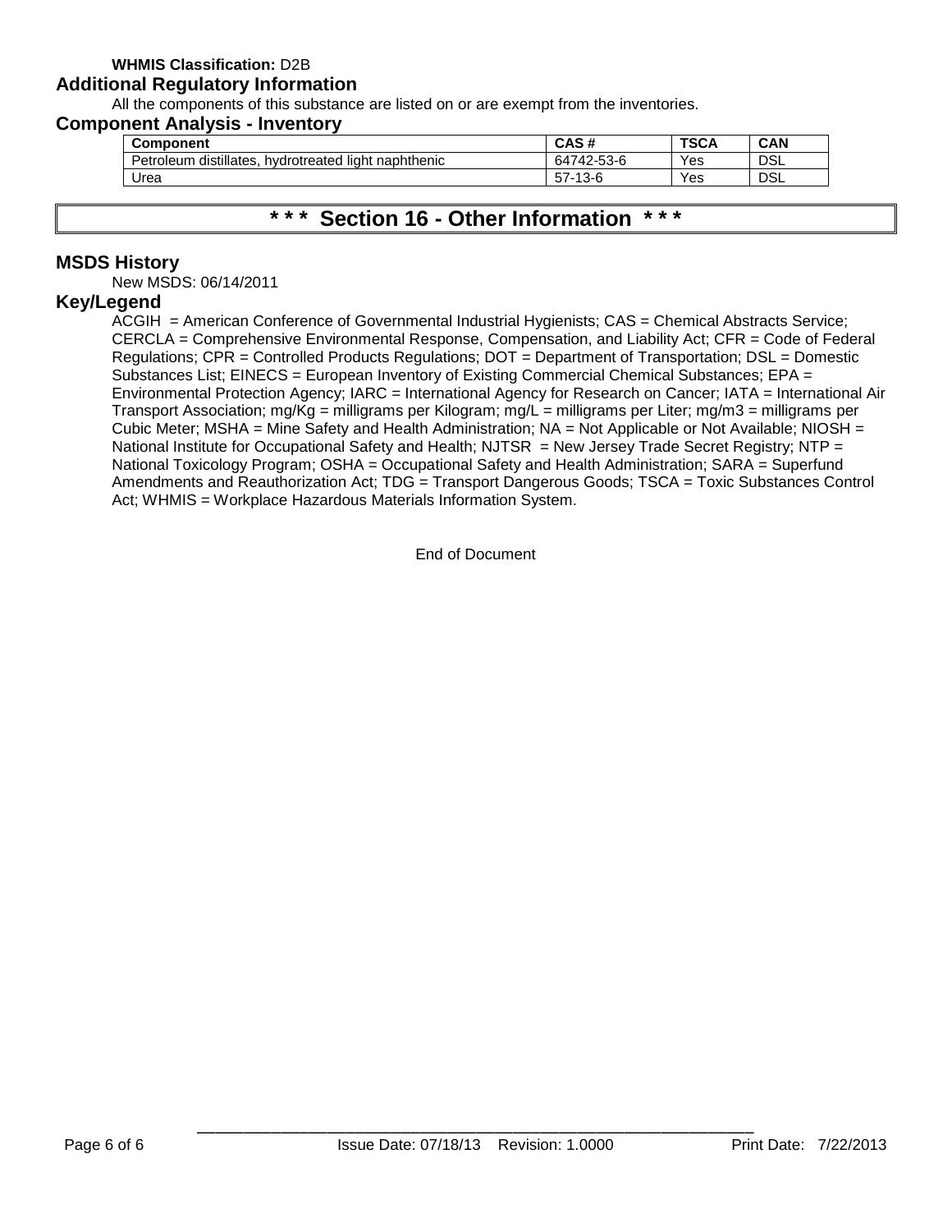**WHMIS Classification:** D2B

### Additional Regulatory Information

All the components of this substance are listed on or are exempt from the inventories.

### Component Analysis - Inventory

| Component | CAS # | TSCA | CAN |
|---|---|---|---|
| Petroleum distillates, hydrotreated light naphthenic | 64742-53-6 | Yes | DSL |
| Urea | 57-13-6 | Yes | DSL |

## * * * Section 16 - Other Information * * *

### MSDS History

New MSDS: 06/14/2011

### Key/Legend

ACGIH = American Conference of Governmental Industrial Hygienists; CAS = Chemical Abstracts Service; CERCLA = Comprehensive Environmental Response, Compensation, and Liability Act; CFR = Code of Federal Regulations; CPR = Controlled Products Regulations; DOT = Department of Transportation; DSL = Domestic Substances List; EINECS = European Inventory of Existing Commercial Chemical Substances; EPA = Environmental Protection Agency; IARC = International Agency for Research on Cancer; IATA = International Air Transport Association; mg/Kg = milligrams per Kilogram; mg/L = milligrams per Liter; mg/m3 = milligrams per Cubic Meter; MSHA = Mine Safety and Health Administration; NA = Not Applicable or Not Available; NIOSH = National Institute for Occupational Safety and Health; NJTSR = New Jersey Trade Secret Registry; NTP = National Toxicology Program; OSHA = Occupational Safety and Health Administration; SARA = Superfund Amendments and Reauthorization Act; TDG = Transport Dangerous Goods; TSCA = Toxic Substances Control Act; WHMIS = Workplace Hazardous Materials Information System.

End of Document